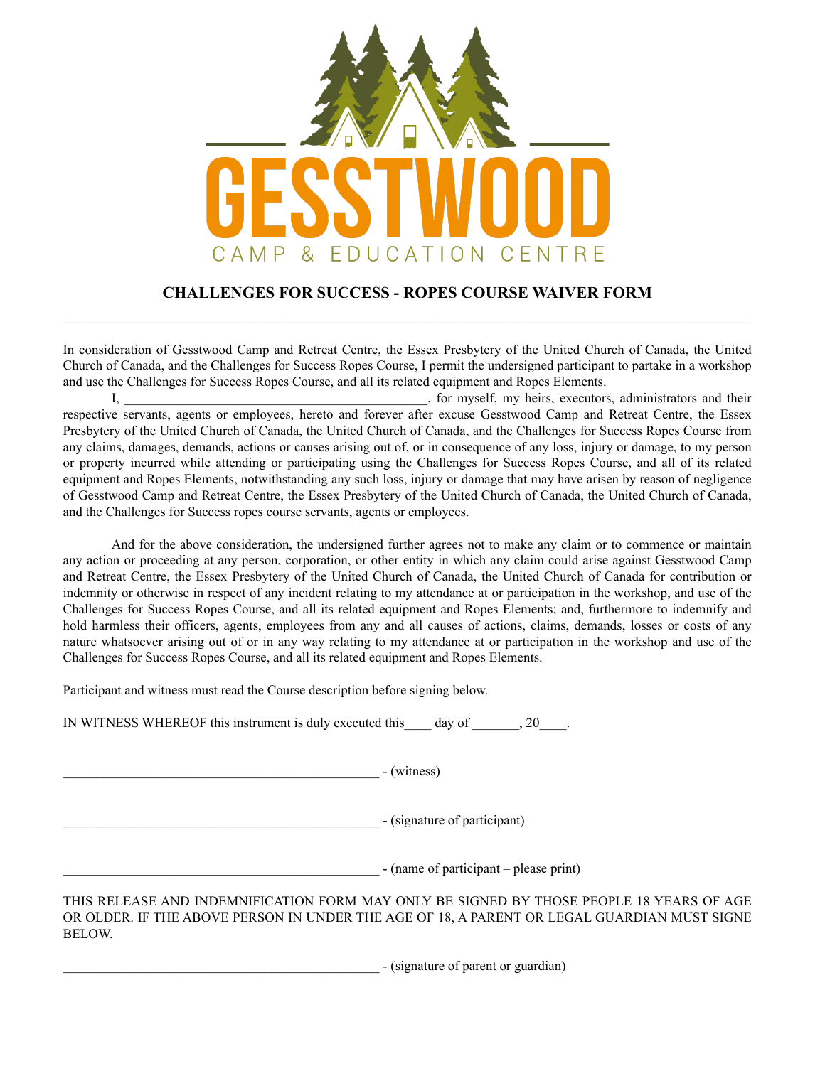GESSTWOOD
CAMP & EDUCATION CENTRE

## CHALLENGES FOR SUCCESS - ROPES COURSE WAIVER FORM

In consideration of Gesstwood Camp and Retreat Centre, the Essex Presbytery of the United Church of Canada, the United Church of Canada, and the Challenges for Success Ropes Course, I permit the undersigned participant to partake in a workshop and use the Challenges for Success Ropes Course, and all its related equipment and Ropes Elements.

I, ______________________________________________, for myself, my heirs, executors, administrators and their respective servants, agents or employees, hereto and forever after excuse Gesstwood Camp and Retreat Centre, the Essex Presbytery of the United Church of Canada, the United Church of Canada, and the Challenges for Success Ropes Course from any claims, damages, demands, actions or causes arising out of, or in consequence of any loss, injury or damage, to my person or property incurred while attending or participating using the Challenges for Success Ropes Course, and all of its related equipment and Ropes Elements, notwithstanding any such loss, injury or damage that may have arisen by reason of negligence of Gesstwood Camp and Retreat Centre, the Essex Presbytery of the United Church of Canada, the United Church of Canada, and the Challenges for Success ropes course servants, agents or employees.

And for the above consideration, the undersigned further agrees not to make any claim or to commence or maintain any action or proceeding at any person, corporation, or other entity in which any claim could arise against Gesstwood Camp and Retreat Centre, the Essex Presbytery of the United Church of Canada, the United Church of Canada for contribution or indemnity or otherwise in respect of any incident relating to my attendance at or participation in the workshop, and use of the Challenges for Success Ropes Course, and all its related equipment and Ropes Elements; and, furthermore to indemnify and hold harmless their officers, agents, employees from any and all causes of actions, claims, demands, losses or costs of any nature whatsoever arising out of or in any way relating to my attendance at or participation in the workshop and use of the Challenges for Success Ropes Course, and all its related equipment and Ropes Elements.

Participant and witness must read the Course description before signing below.

IN WITNESS WHEREOF this instrument is duly executed this____ day of _______, 20____.

________________________________________________ - (witness)

________________________________________________ - (signature of participant)

________________________________________________ - (name of participant – please print)

THIS RELEASE AND INDEMNIFICATION FORM MAY ONLY BE SIGNED BY THOSE PEOPLE 18 YEARS OF AGE OR OLDER. IF THE ABOVE PERSON IN UNDER THE AGE OF 18, A PARENT OR LEGAL GUARDIAN MUST SIGNE BELOW.

________________________________________________ - (signature of parent or guardian)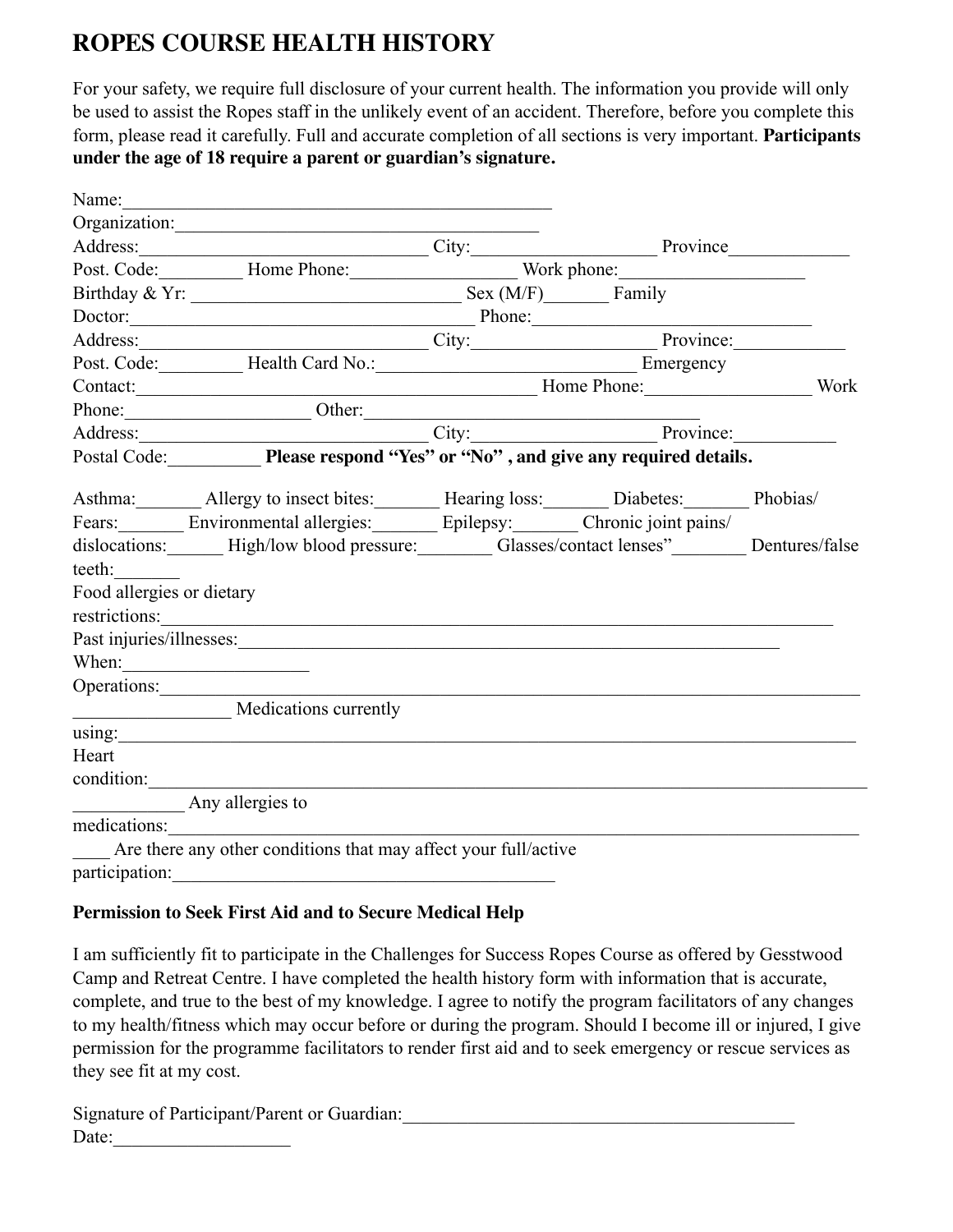# ROPES COURSE HEALTH HISTORY

For your safety, we require full disclosure of your current health. The information you provide will only be used to assist the Ropes staff in the unlikely event of an accident. Therefore, before you complete this form, please read it carefully. Full and accurate completion of all sections is very important. **Participants under the age of 18 require a parent or guardian's signature.**

Name:_______________________________________________
Organization:_________________________________________
Address:________________________________ City:____________________ Province_____________
Post. Code:_________ Home Phone:_________________ Work phone:____________________
Birthday & Yr: ______________________________ Sex (M/F)_______ Family
Doctor:_____________________________________ Phone:______________________________
Address:________________________________ City:____________________ Province:____________
Post. Code:_________ Health Card No.:_____________________________ Emergency
Contact:____________________________________________ Home Phone:__________________ Work
Phone:____________________ Other:____________________________________
Address:________________________________ City:____________________ Province:___________
Postal Code:__________ **Please respond "Yes" or "No" , and give any required details.**

Asthma:_______ Allergy to insect bites:_______ Hearing loss:_______ Diabetes:_______ Phobias/Fears:_______ Environmental allergies:_______ Epilepsy:_______ Chronic joint pains/dislocations:______ High/low blood pressure:________ Glasses/contact lenses"________ Dentures/false teeth:_______
Food allergies or dietary restrictions:__________________________________________________________________________
Past injuries/illnesses:____________________________________________________________
When:____________________
Operations:_________________________________________________________________________________
_________________ Medications currently using:___________________________________________________________________________________
Heart condition:_____________________________________________________________________________________
____________ Any allergies to medications:_______________________________________________________________________________
____ Are there any other conditions that may affect your full/active participation:___________________________________________

### Permission to Seek First Aid and to Secure Medical Help

I am sufficiently fit to participate in the Challenges for Success Ropes Course as offered by Gesstwood Camp and Retreat Centre. I have completed the health history form with information that is accurate, complete, and true to the best of my knowledge. I agree to notify the program facilitators of any changes to my health/fitness which may occur before or during the program. Should I become ill or injured, I give permission for the programme facilitators to render first aid and to seek emergency or rescue services as they see fit at my cost.

Signature of Participant/Parent or Guardian:__________________________________________
Date:___________________